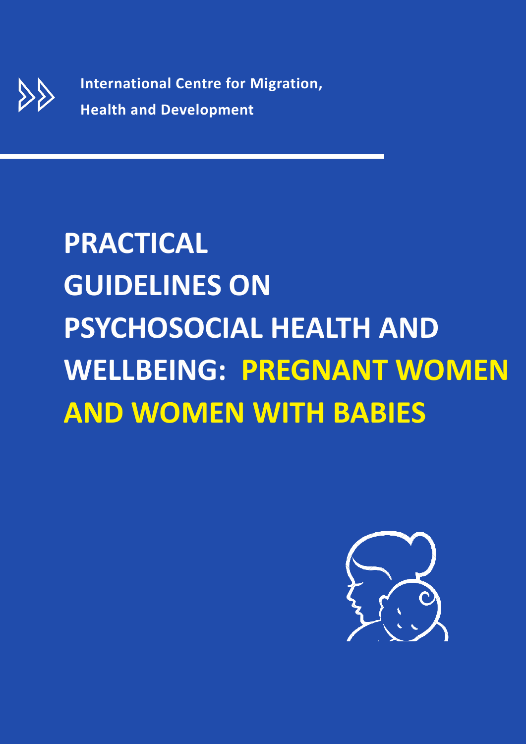International Centre for Migration, Health and Development

# PRACTICAL GUIDELINES ON PSYCHOSOCIAL HEALTH AND WELLBEING: PREGNANT WOMEN AND WOMEN WITH BABIES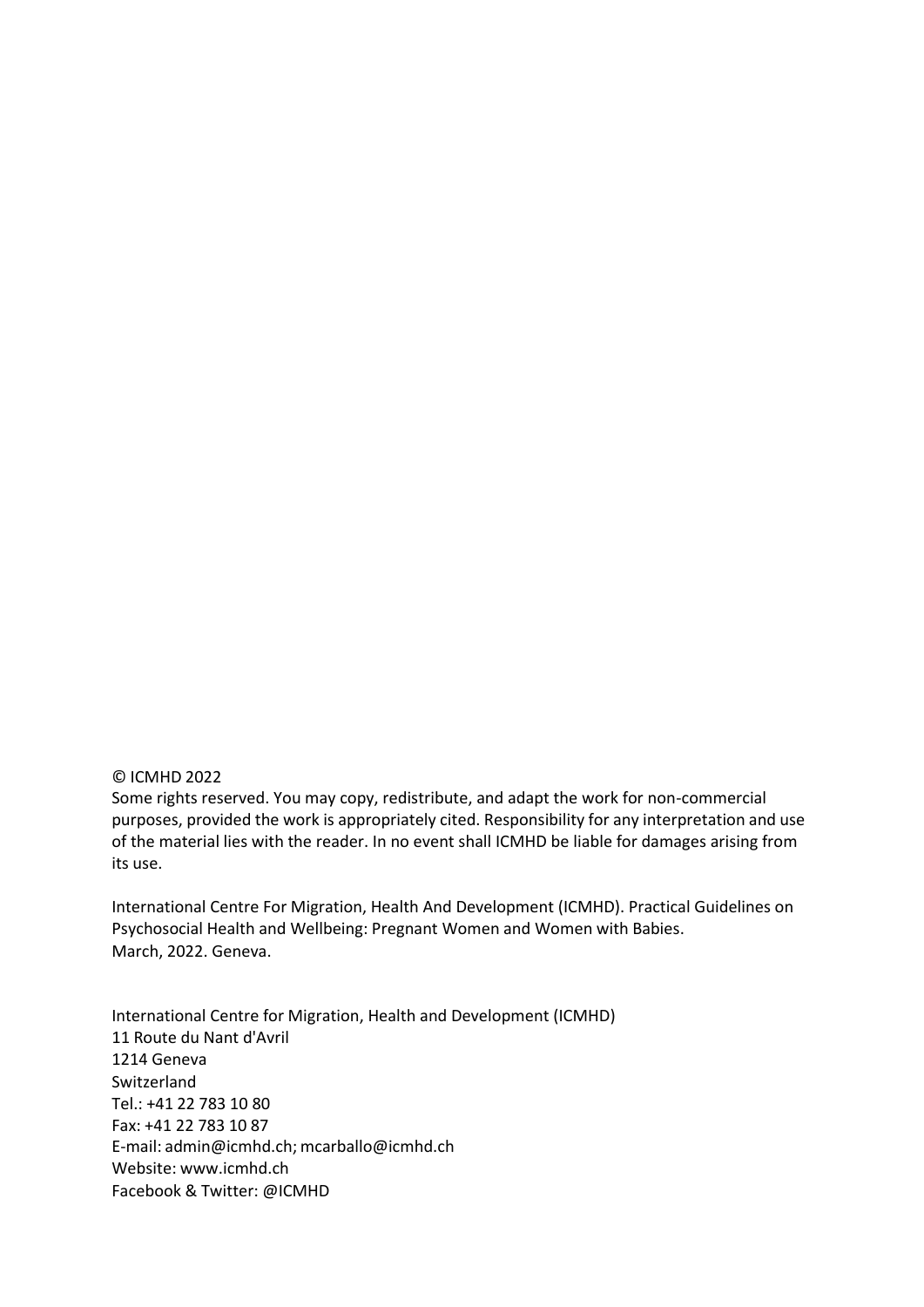© ICMHD 2022

Some rights reserved. You may copy, redistribute, and adapt the work for non-commercial purposes, provided the work is appropriately cited. Responsibility for any interpretation and use of the material lies with the reader. In no event shall ICMHD be liable for damages arising from its use.

International Centre For Migration, Health And Development (ICMHD). Practical Guidelines on Psychosocial Health and Wellbeing: Pregnant Women and Women with Babies. March, 2022. Geneva.

International Centre for Migration, Health and Development (ICMHD)
11 Route du Nant d'Avril
1214 Geneva
Switzerland
Tel.: +41 22 783 10 80
Fax: +41 22 783 10 87
E-mail: admin@icmhd.ch; mcarballo@icmhd.ch
Website: www.icmhd.ch
Facebook & Twitter: @ICMHD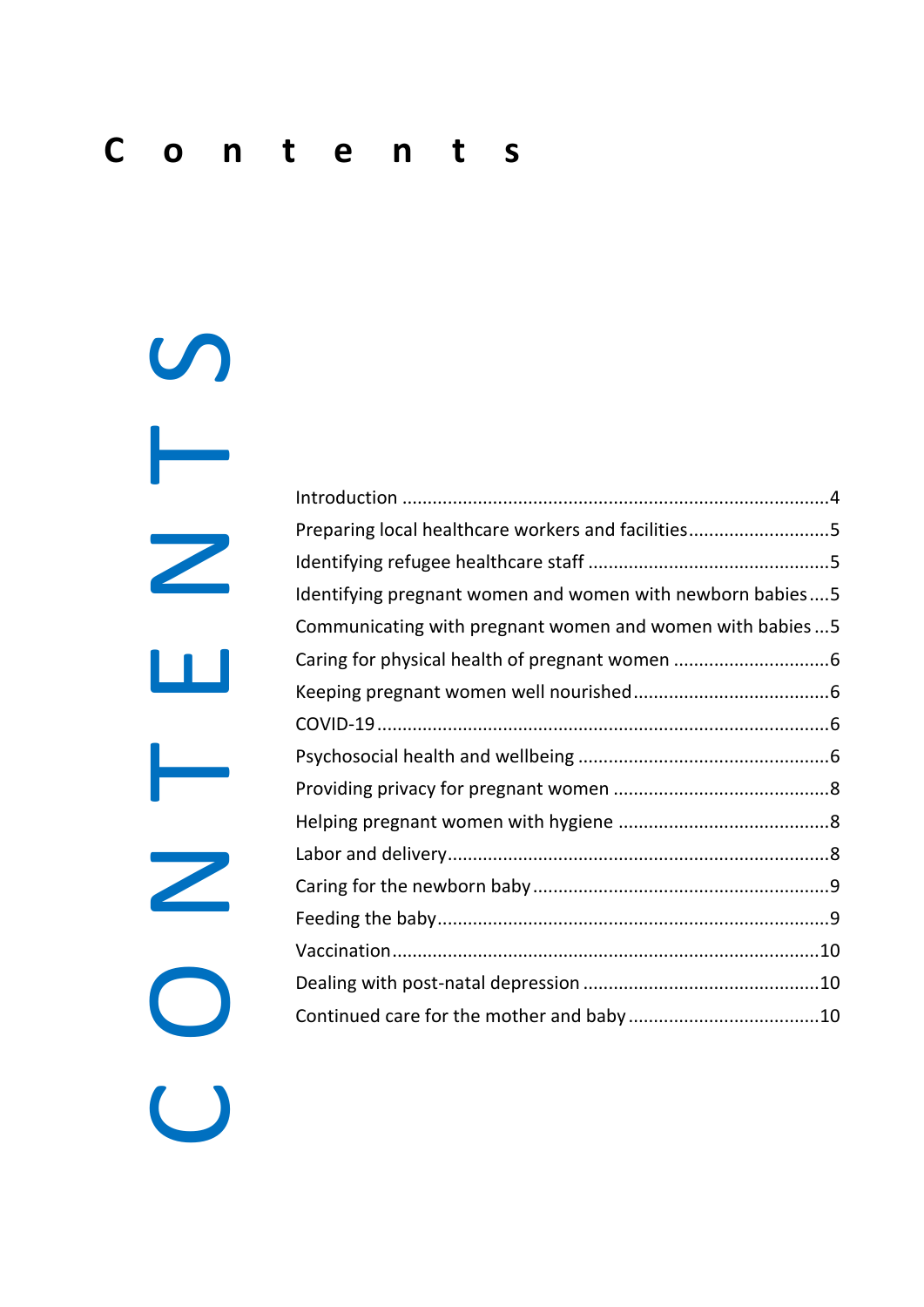# Contents

| | |
|---|---|
| Introduction | 4 |
| Preparing local healthcare workers and facilities | 5 |
| Identifying refugee healthcare staff | 5 |
| Identifying pregnant women and women with newborn babies | 5 |
| Communicating with pregnant women and women with babies | 5 |
| Caring for physical health of pregnant women | 6 |
| Keeping pregnant women well nourished | 6 |
| COVID-19 | 6 |
| Psychosocial health and wellbeing | 6 |
| Providing privacy for pregnant women | 8 |
| Helping pregnant women with hygiene | 8 |
| Labor and delivery | 8 |
| Caring for the newborn baby | 9 |
| Feeding the baby | 9 |
| Vaccination | 10 |
| Dealing with post-natal depression | 10 |
| Continued care for the mother and baby | 10 |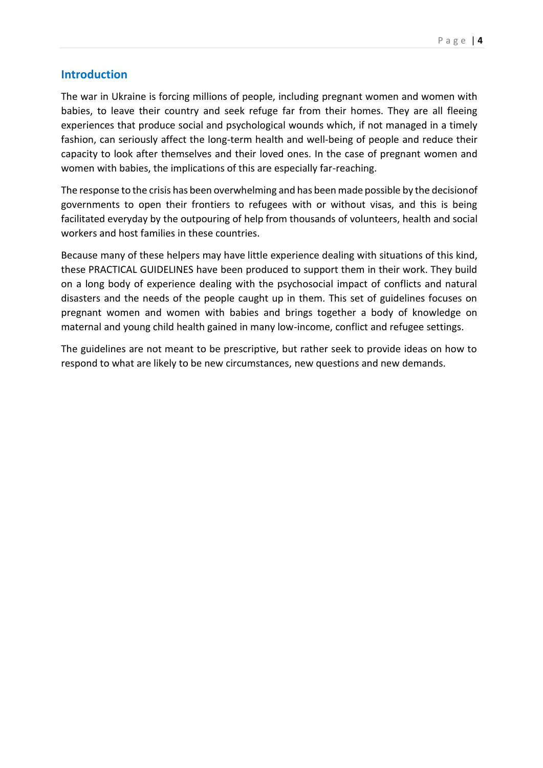## Introduction

The war in Ukraine is forcing millions of people, including pregnant women and women with babies, to leave their country and seek refuge far from their homes. They are all fleeing experiences that produce social and psychological wounds which, if not managed in a timely fashion, can seriously affect the long-term health and well-being of people and reduce their capacity to look after themselves and their loved ones. In the case of pregnant women and women with babies, the implications of this are especially far-reaching.

The response to the crisis has been overwhelming and has been made possible by the decisionof governments to open their frontiers to refugees with or without visas, and this is being facilitated everyday by the outpouring of help from thousands of volunteers, health and social workers and host families in these countries.

Because many of these helpers may have little experience dealing with situations of this kind, these PRACTICAL GUIDELINES have been produced to support them in their work. They build on a long body of experience dealing with the psychosocial impact of conflicts and natural disasters and the needs of the people caught up in them. This set of guidelines focuses on pregnant women and women with babies and brings together a body of knowledge on maternal and young child health gained in many low-income, conflict and refugee settings.

The guidelines are not meant to be prescriptive, but rather seek to provide ideas on how to respond to what are likely to be new circumstances, new questions and new demands.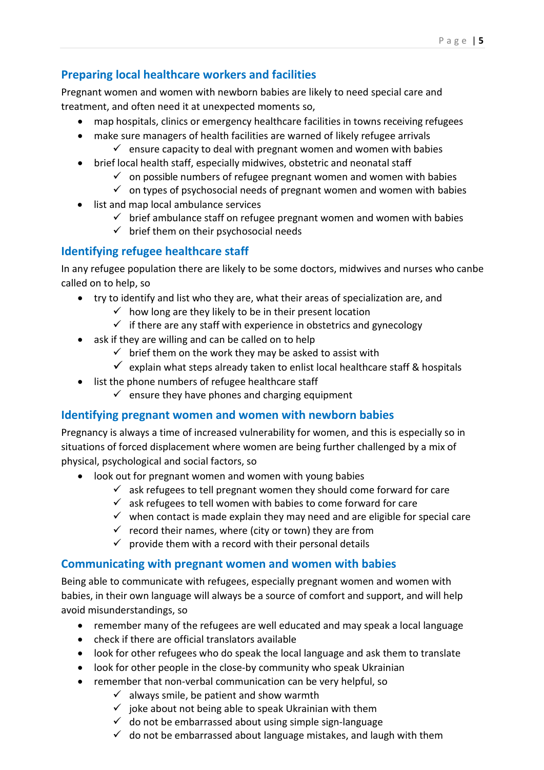## Preparing local healthcare workers and facilities

Pregnant women and women with newborn babies are likely to need special care and treatment, and often need it at unexpected moments so,

- map hospitals, clinics or emergency healthcare facilities in towns receiving refugees
- make sure managers of health facilities are warned of likely refugee arrivals
  - ✓ ensure capacity to deal with pregnant women and women with babies
- brief local health staff, especially midwives, obstetric and neonatal staff
  - ✓ on possible numbers of refugee pregnant women and women with babies
  - ✓ on types of psychosocial needs of pregnant women and women with babies
- list and map local ambulance services
  - ✓ brief ambulance staff on refugee pregnant women and women with babies
  - ✓ brief them on their psychosocial needs

## Identifying refugee healthcare staff

In any refugee population there are likely to be some doctors, midwives and nurses who canbe called on to help, so

- try to identify and list who they are, what their areas of specialization are, and
  - ✓ how long are they likely to be in their present location
  - ✓ if there are any staff with experience in obstetrics and gynecology
- ask if they are willing and can be called on to help
  - ✓ brief them on the work they may be asked to assist with
  - ✓ explain what steps already taken to enlist local healthcare staff & hospitals
- list the phone numbers of refugee healthcare staff
  - ✓ ensure they have phones and charging equipment

## Identifying pregnant women and women with newborn babies

Pregnancy is always a time of increased vulnerability for women, and this is especially so in situations of forced displacement where women are being further challenged by a mix of physical, psychological and social factors, so

- look out for pregnant women and women with young babies
  - ✓ ask refugees to tell pregnant women they should come forward for care
  - ✓ ask refugees to tell women with babies to come forward for care
  - ✓ when contact is made explain they may need and are eligible for special care
  - ✓ record their names, where (city or town) they are from
  - ✓ provide them with a record with their personal details

## Communicating with pregnant women and women with babies

Being able to communicate with refugees, especially pregnant women and women with babies, in their own language will always be a source of comfort and support, and will help avoid misunderstandings, so

- remember many of the refugees are well educated and may speak a local language
- check if there are official translators available
- look for other refugees who do speak the local language and ask them to translate
- look for other people in the close-by community who speak Ukrainian
- remember that non-verbal communication can be very helpful, so
  - ✓ always smile, be patient and show warmth
  - ✓ joke about not being able to speak Ukrainian with them
  - ✓ do not be embarrassed about using simple sign-language
  - ✓ do not be embarrassed about language mistakes, and laugh with them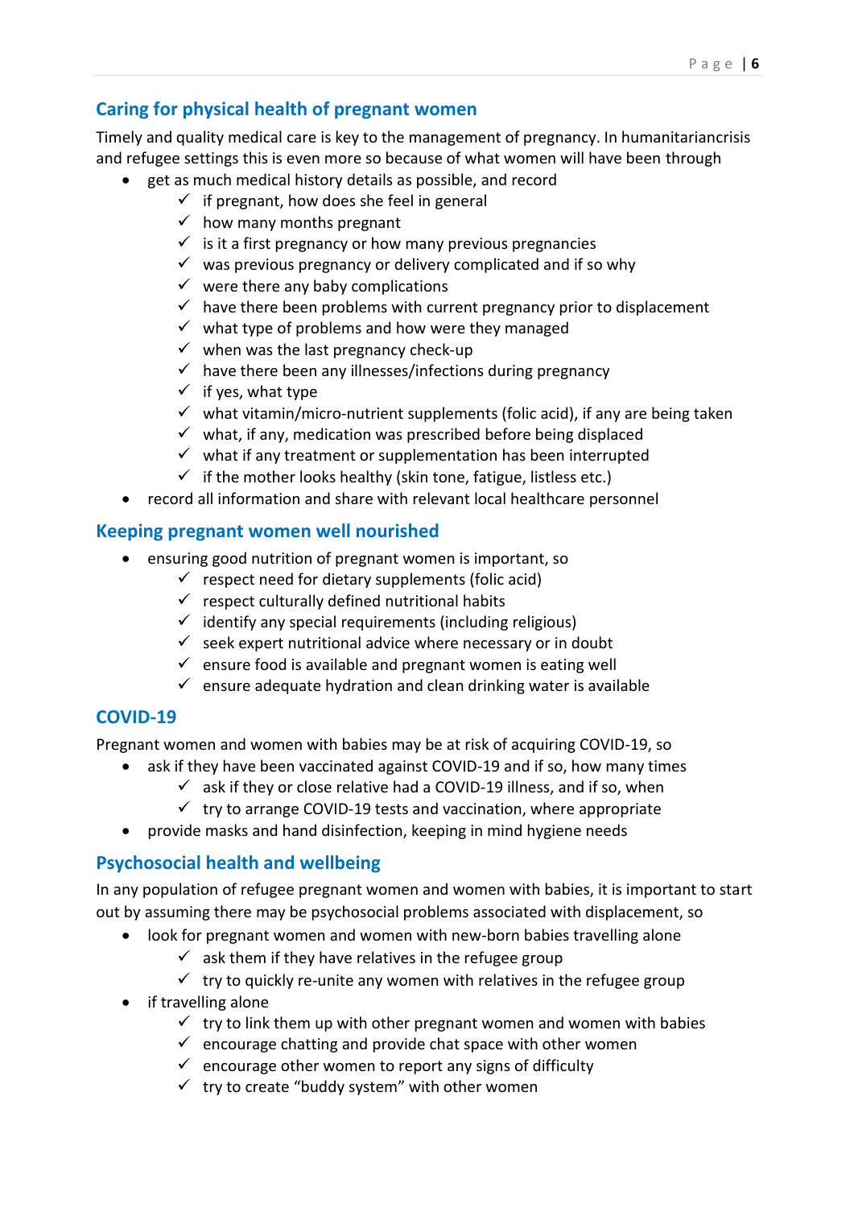## Caring for physical health of pregnant women

Timely and quality medical care is key to the management of pregnancy. In humanitariancrisis and refugee settings this is even more so because of what women will have been through

- get as much medical history details as possible, and record
  - ✓ if pregnant, how does she feel in general
  - ✓ how many months pregnant
  - ✓ is it a first pregnancy or how many previous pregnancies
  - ✓ was previous pregnancy or delivery complicated and if so why
  - ✓ were there any baby complications
  - ✓ have there been problems with current pregnancy prior to displacement
  - ✓ what type of problems and how were they managed
  - ✓ when was the last pregnancy check-up
  - ✓ have there been any illnesses/infections during pregnancy
  - ✓ if yes, what type
  - ✓ what vitamin/micro-nutrient supplements (folic acid), if any are being taken
  - ✓ what, if any, medication was prescribed before being displaced
  - ✓ what if any treatment or supplementation has been interrupted
  - ✓ if the mother looks healthy (skin tone, fatigue, listless etc.)
- record all information and share with relevant local healthcare personnel

## Keeping pregnant women well nourished

- ensuring good nutrition of pregnant women is important, so
  - ✓ respect need for dietary supplements (folic acid)
  - ✓ respect culturally defined nutritional habits
  - ✓ identify any special requirements (including religious)
  - ✓ seek expert nutritional advice where necessary or in doubt
  - ✓ ensure food is available and pregnant women is eating well
  - ✓ ensure adequate hydration and clean drinking water is available

## COVID-19

Pregnant women and women with babies may be at risk of acquiring COVID-19, so

- ask if they have been vaccinated against COVID-19 and if so, how many times
  - ✓ ask if they or close relative had a COVID-19 illness, and if so, when
  - ✓ try to arrange COVID-19 tests and vaccination, where appropriate
- provide masks and hand disinfection, keeping in mind hygiene needs

## Psychosocial health and wellbeing

In any population of refugee pregnant women and women with babies, it is important to start out by assuming there may be psychosocial problems associated with displacement, so

- look for pregnant women and women with new-born babies travelling alone
  - ✓ ask them if they have relatives in the refugee group
  - ✓ try to quickly re-unite any women with relatives in the refugee group
- if travelling alone
  - ✓ try to link them up with other pregnant women and women with babies
  - ✓ encourage chatting and provide chat space with other women
  - ✓ encourage other women to report any signs of difficulty
  - ✓ try to create "buddy system" with other women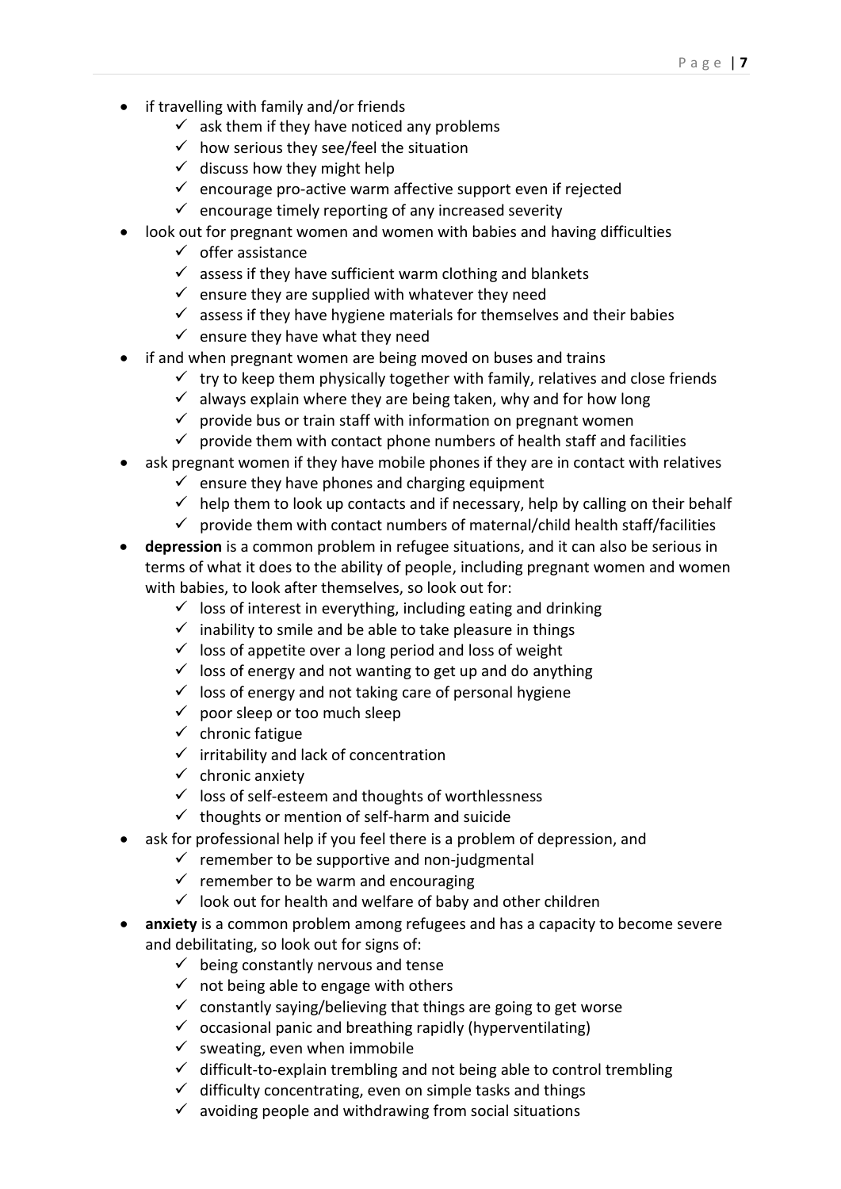- if travelling with family and/or friends
    - ✓ ask them if they have noticed any problems
    - ✓ how serious they see/feel the situation
    - ✓ discuss how they might help
    - ✓ encourage pro-active warm affective support even if rejected
    - ✓ encourage timely reporting of any increased severity
- look out for pregnant women and women with babies and having difficulties
    - ✓ offer assistance
    - ✓ assess if they have sufficient warm clothing and blankets
    - ✓ ensure they are supplied with whatever they need
    - ✓ assess if they have hygiene materials for themselves and their babies
    - ✓ ensure they have what they need
- if and when pregnant women are being moved on buses and trains
    - ✓ try to keep them physically together with family, relatives and close friends
    - ✓ always explain where they are being taken, why and for how long
    - ✓ provide bus or train staff with information on pregnant women
    - ✓ provide them with contact phone numbers of health staff and facilities
- ask pregnant women if they have mobile phones if they are in contact with relatives
    - ✓ ensure they have phones and charging equipment
    - ✓ help them to look up contacts and if necessary, help by calling on their behalf
    - ✓ provide them with contact numbers of maternal/child health staff/facilities
- **depression** is a common problem in refugee situations, and it can also be serious in terms of what it does to the ability of people, including pregnant women and women with babies, to look after themselves, so look out for:
    - ✓ loss of interest in everything, including eating and drinking
    - ✓ inability to smile and be able to take pleasure in things
    - ✓ loss of appetite over a long period and loss of weight
    - ✓ loss of energy and not wanting to get up and do anything
    - ✓ loss of energy and not taking care of personal hygiene
    - ✓ poor sleep or too much sleep
    - ✓ chronic fatigue
    - ✓ irritability and lack of concentration
    - ✓ chronic anxiety
    - ✓ loss of self-esteem and thoughts of worthlessness
    - ✓ thoughts or mention of self-harm and suicide
- ask for professional help if you feel there is a problem of depression, and
    - ✓ remember to be supportive and non-judgmental
    - ✓ remember to be warm and encouraging
    - ✓ look out for health and welfare of baby and other children
- **anxiety** is a common problem among refugees and has a capacity to become severe and debilitating, so look out for signs of:
    - ✓ being constantly nervous and tense
    - ✓ not being able to engage with others
    - ✓ constantly saying/believing that things are going to get worse
    - ✓ occasional panic and breathing rapidly (hyperventilating)
    - ✓ sweating, even when immobile
    - ✓ difficult-to-explain trembling and not being able to control trembling
    - ✓ difficulty concentrating, even on simple tasks and things
    - ✓ avoiding people and withdrawing from social situations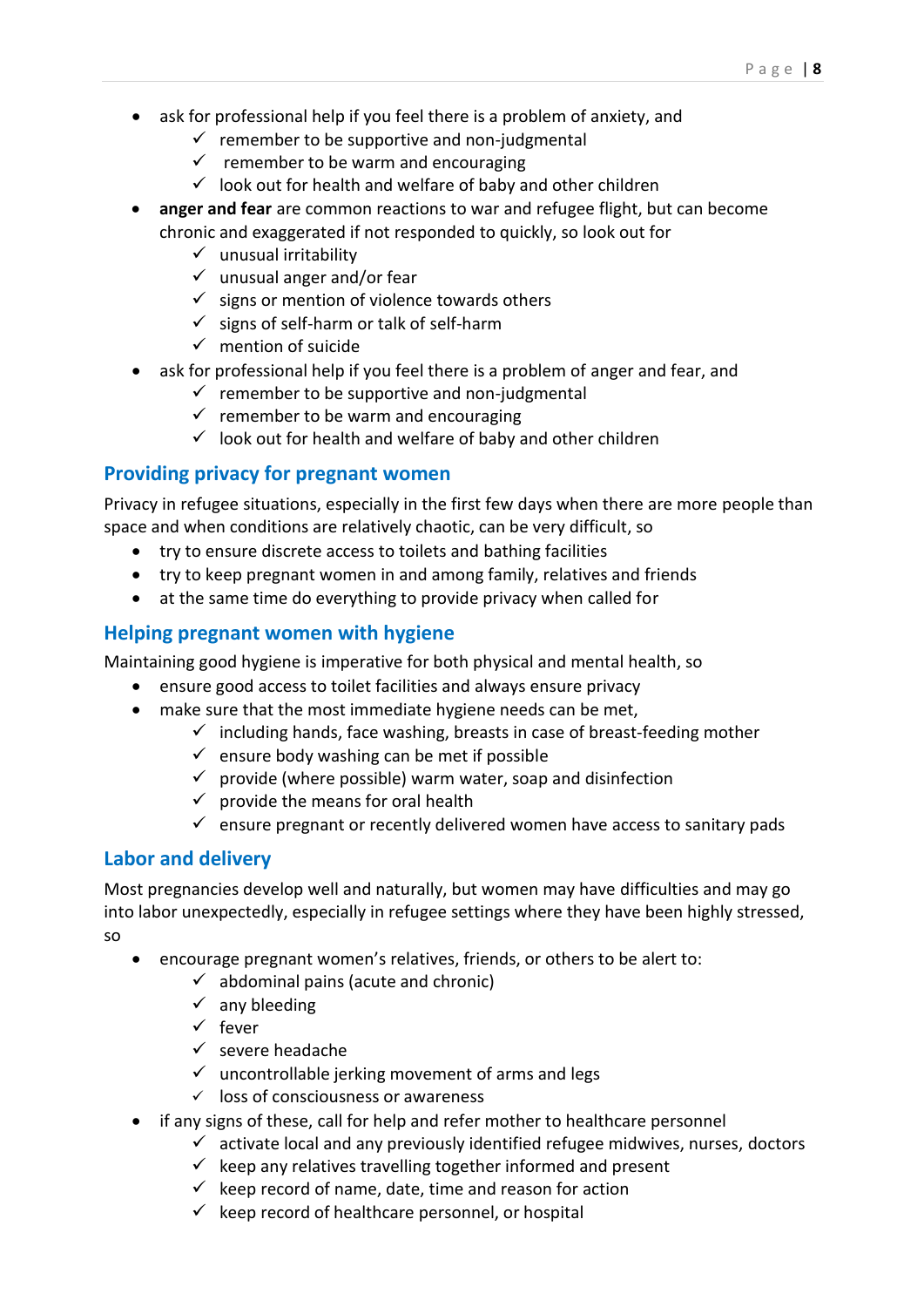- ask for professional help if you feel there is a problem of anxiety, and
  - ✓ remember to be supportive and non-judgmental
  - ✓ remember to be warm and encouraging
  - ✓ look out for health and welfare of baby and other children
- **anger and fear** are common reactions to war and refugee flight, but can become chronic and exaggerated if not responded to quickly, so look out for
  - ✓ unusual irritability
  - ✓ unusual anger and/or fear
  - ✓ signs or mention of violence towards others
  - ✓ signs of self-harm or talk of self-harm
  - ✓ mention of suicide
- ask for professional help if you feel there is a problem of anger and fear, and
  - ✓ remember to be supportive and non-judgmental
  - ✓ remember to be warm and encouraging
  - ✓ look out for health and welfare of baby and other children

## Providing privacy for pregnant women

Privacy in refugee situations, especially in the first few days when there are more people than space and when conditions are relatively chaotic, can be very difficult, so

- try to ensure discrete access to toilets and bathing facilities
- try to keep pregnant women in and among family, relatives and friends
- at the same time do everything to provide privacy when called for

## Helping pregnant women with hygiene

Maintaining good hygiene is imperative for both physical and mental health, so

- ensure good access to toilet facilities and always ensure privacy
- make sure that the most immediate hygiene needs can be met,
  - ✓ including hands, face washing, breasts in case of breast-feeding mother
  - ✓ ensure body washing can be met if possible
  - ✓ provide (where possible) warm water, soap and disinfection
  - ✓ provide the means for oral health
  - ✓ ensure pregnant or recently delivered women have access to sanitary pads

## Labor and delivery

Most pregnancies develop well and naturally, but women may have difficulties and may go into labor unexpectedly, especially in refugee settings where they have been highly stressed, so

- encourage pregnant women's relatives, friends, or others to be alert to:
  - ✓ abdominal pains (acute and chronic)
  - ✓ any bleeding
  - ✓ fever
  - ✓ severe headache
  - ✓ uncontrollable jerking movement of arms and legs
  - ✓ loss of consciousness or awareness
- if any signs of these, call for help and refer mother to healthcare personnel
  - ✓ activate local and any previously identified refugee midwives, nurses, doctors
  - ✓ keep any relatives travelling together informed and present
  - ✓ keep record of name, date, time and reason for action
  - ✓ keep record of healthcare personnel, or hospital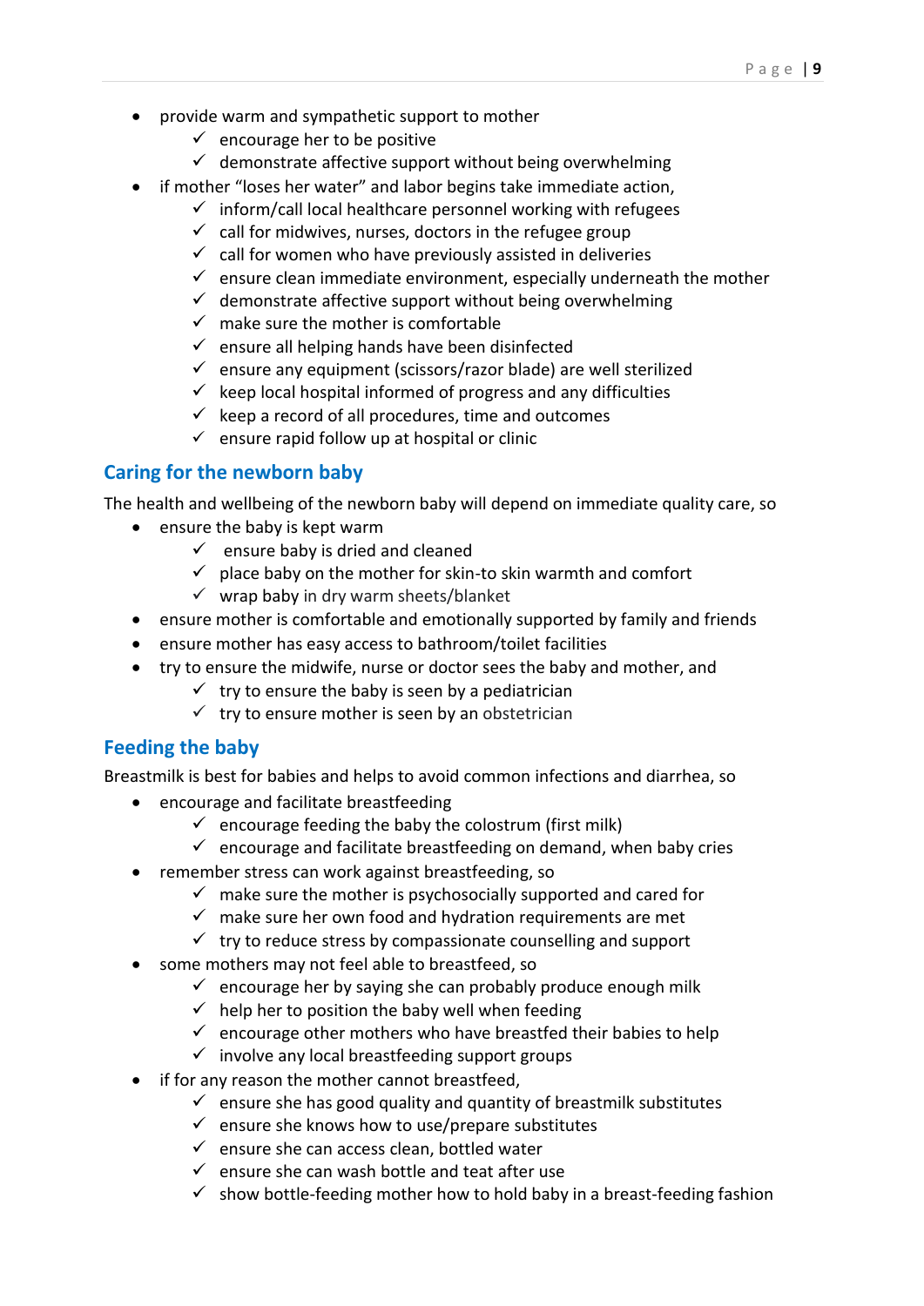- provide warm and sympathetic support to mother
  - ✓ encourage her to be positive
  - ✓ demonstrate affective support without being overwhelming
- if mother "loses her water" and labor begins take immediate action,
  - ✓ inform/call local healthcare personnel working with refugees
  - ✓ call for midwives, nurses, doctors in the refugee group
  - ✓ call for women who have previously assisted in deliveries
  - ✓ ensure clean immediate environment, especially underneath the mother
  - ✓ demonstrate affective support without being overwhelming
  - ✓ make sure the mother is comfortable
  - ✓ ensure all helping hands have been disinfected
  - ✓ ensure any equipment (scissors/razor blade) are well sterilized
  - ✓ keep local hospital informed of progress and any difficulties
  - ✓ keep a record of all procedures, time and outcomes
  - ✓ ensure rapid follow up at hospital or clinic

## Caring for the newborn baby

The health and wellbeing of the newborn baby will depend on immediate quality care, so

- ensure the baby is kept warm
  - ✓ ensure baby is dried and cleaned
  - ✓ place baby on the mother for skin-to skin warmth and comfort
  - ✓ wrap baby in dry warm sheets/blanket
- ensure mother is comfortable and emotionally supported by family and friends
- ensure mother has easy access to bathroom/toilet facilities
- try to ensure the midwife, nurse or doctor sees the baby and mother, and
  - ✓ try to ensure the baby is seen by a pediatrician
  - ✓ try to ensure mother is seen by an obstetrician

## Feeding the baby

Breastmilk is best for babies and helps to avoid common infections and diarrhea, so

- encourage and facilitate breastfeeding
  - ✓ encourage feeding the baby the colostrum (first milk)
  - ✓ encourage and facilitate breastfeeding on demand, when baby cries
- remember stress can work against breastfeeding, so
  - ✓ make sure the mother is psychosocially supported and cared for
  - ✓ make sure her own food and hydration requirements are met
  - ✓ try to reduce stress by compassionate counselling and support
- some mothers may not feel able to breastfeed, so
  - ✓ encourage her by saying she can probably produce enough milk
  - ✓ help her to position the baby well when feeding
  - ✓ encourage other mothers who have breastfed their babies to help
  - ✓ involve any local breastfeeding support groups
- if for any reason the mother cannot breastfeed,
  - ✓ ensure she has good quality and quantity of breastmilk substitutes
  - ✓ ensure she knows how to use/prepare substitutes
  - ✓ ensure she can access clean, bottled water
  - ✓ ensure she can wash bottle and teat after use
  - ✓ show bottle-feeding mother how to hold baby in a breast-feeding fashion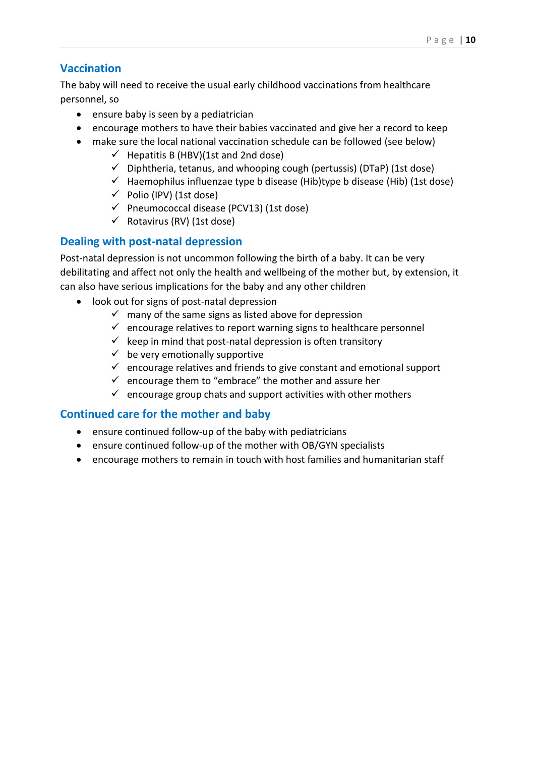## Vaccination

The baby will need to receive the usual early childhood vaccinations from healthcare personnel, so

- ensure baby is seen by a pediatrician
- encourage mothers to have their babies vaccinated and give her a record to keep
- make sure the local national vaccination schedule can be followed (see below)
  - ✓ Hepatitis B (HBV)(1st and 2nd dose)
  - ✓ Diphtheria, tetanus, and whooping cough (pertussis) (DTaP) (1st dose)
  - ✓ Haemophilus influenzae type b disease (Hib)type b disease (Hib) (1st dose)
  - ✓ Polio (IPV) (1st dose)
  - ✓ Pneumococcal disease (PCV13) (1st dose)
  - ✓ Rotavirus (RV) (1st dose)

## Dealing with post-natal depression

Post-natal depression is not uncommon following the birth of a baby. It can be very debilitating and affect not only the health and wellbeing of the mother but, by extension, it can also have serious implications for the baby and any other children

- look out for signs of post-natal depression
  - ✓ many of the same signs as listed above for depression
  - ✓ encourage relatives to report warning signs to healthcare personnel
  - ✓ keep in mind that post-natal depression is often transitory
  - ✓ be very emotionally supportive
  - ✓ encourage relatives and friends to give constant and emotional support
  - ✓ encourage them to "embrace" the mother and assure her
  - ✓ encourage group chats and support activities with other mothers

## Continued care for the mother and baby

- ensure continued follow-up of the baby with pediatricians
- ensure continued follow-up of the mother with OB/GYN specialists
- encourage mothers to remain in touch with host families and humanitarian staff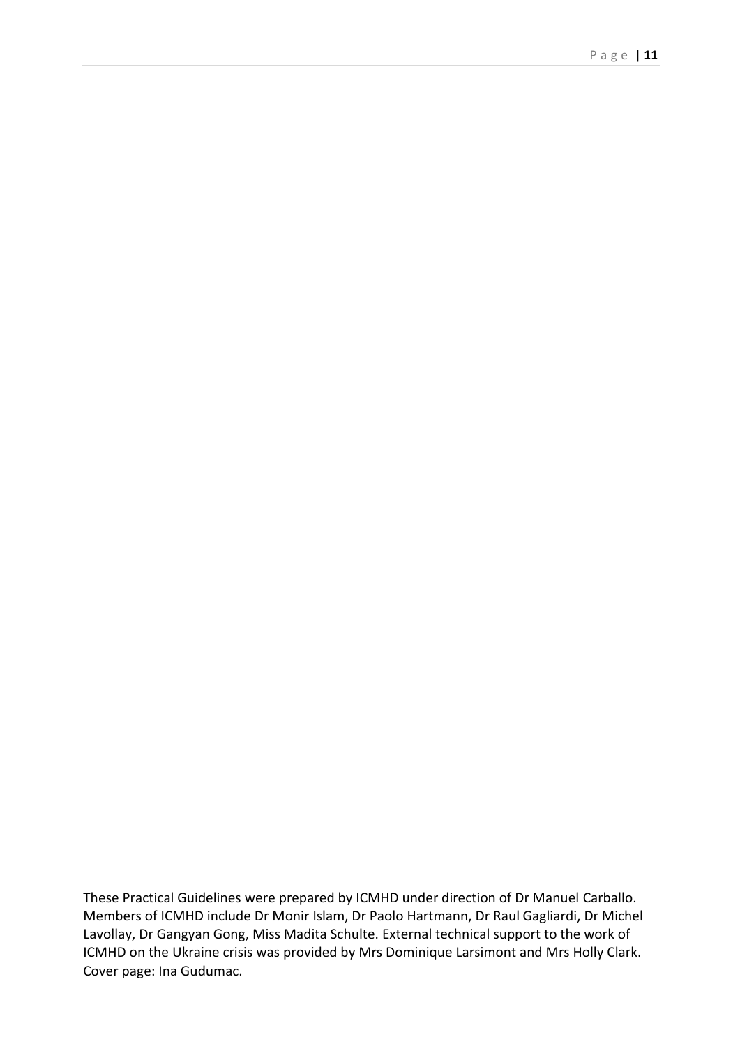These Practical Guidelines were prepared by ICMHD under direction of Dr Manuel Carballo. Members of ICMHD include Dr Monir Islam, Dr Paolo Hartmann, Dr Raul Gagliardi, Dr Michel Lavollay, Dr Gangyan Gong, Miss Madita Schulte. External technical support to the work of ICMHD on the Ukraine crisis was provided by Mrs Dominique Larsimont and Mrs Holly Clark. Cover page: Ina Gudumac.